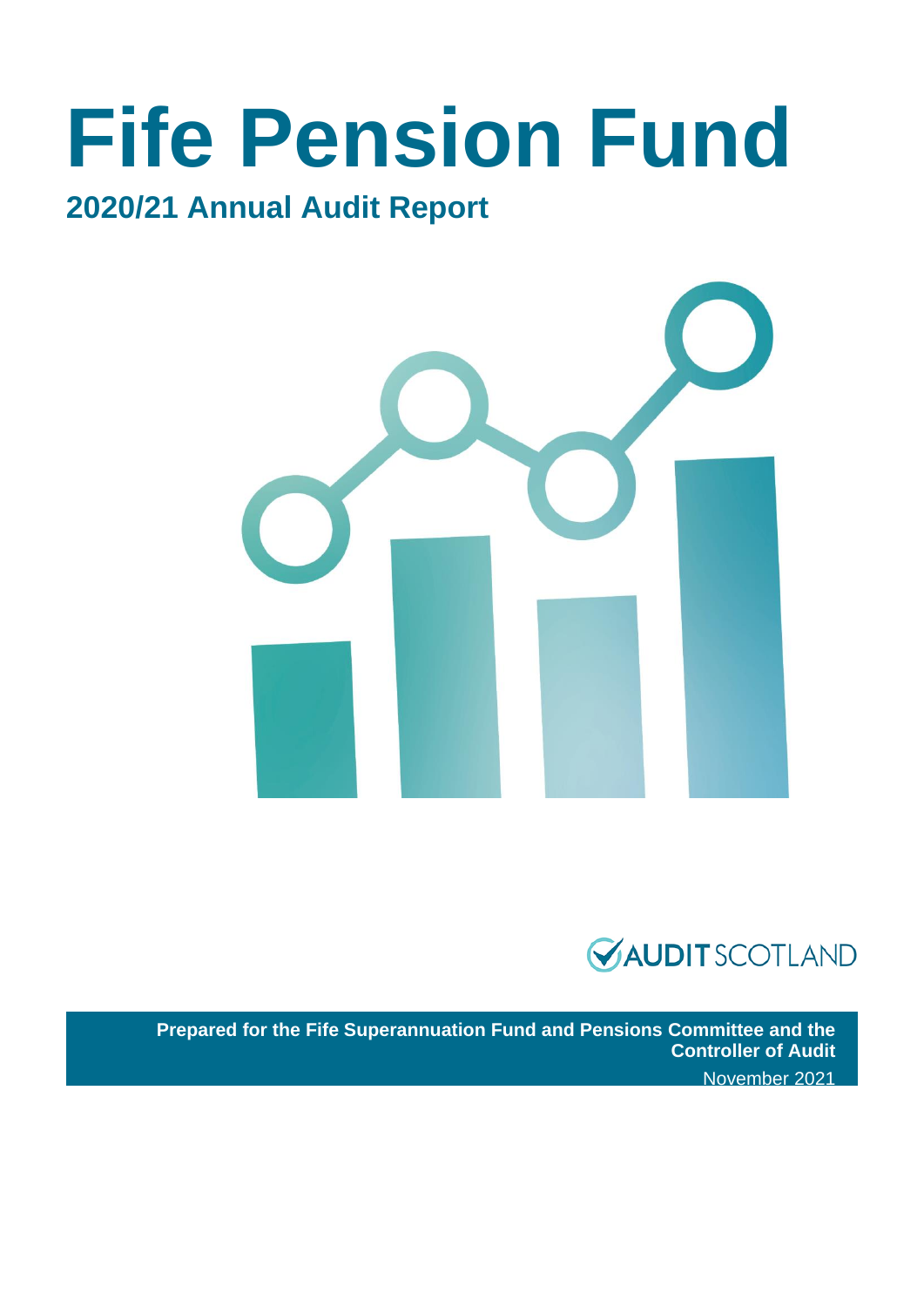# Fife Pension Fund

## 2020/21 Annual Audit Report

AUDIT SCOTLAND

**Prepared for the Fife Superannuation Fund and Pensions Committee and the Controller of Audit**

November 2021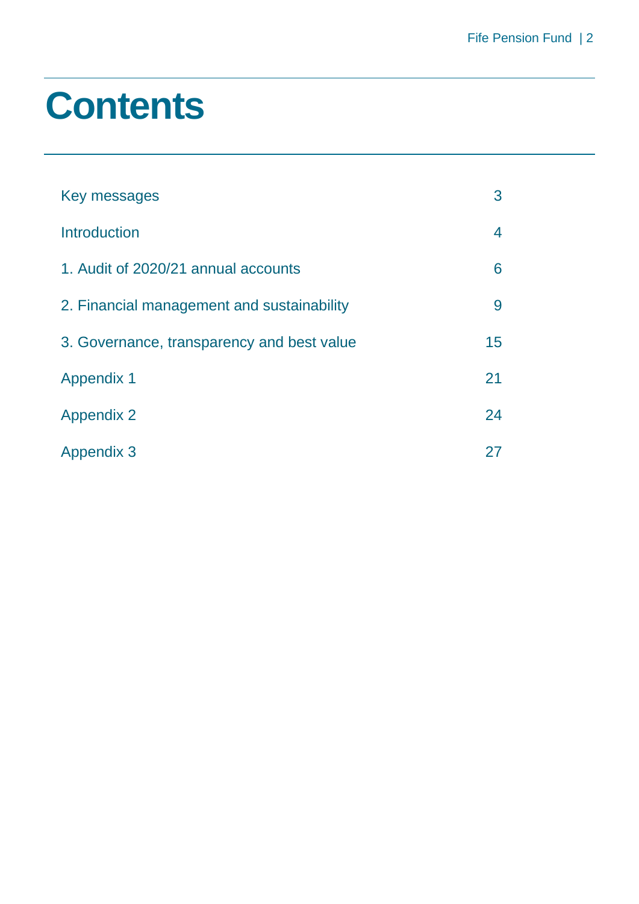# Contents

| | |
|---|---|
| Key messages | 3 |
| Introduction | 4 |
| 1. Audit of 2020/21 annual accounts | 6 |
| 2. Financial management and sustainability | 9 |
| 3. Governance, transparency and best value | 15 |
| Appendix 1 | 21 |
| Appendix 2 | 24 |
| Appendix 3 | 27 |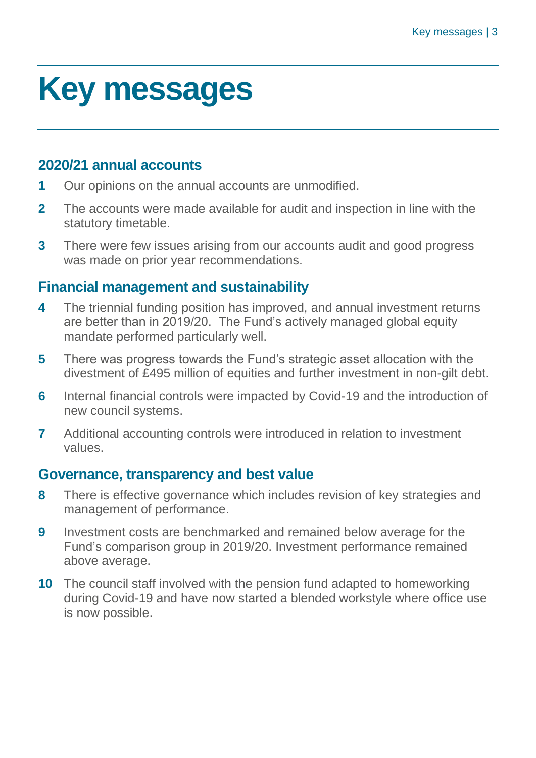# Key messages

## 2020/21 annual accounts

1. Our opinions on the annual accounts are unmodified.
2. The accounts were made available for audit and inspection in line with the statutory timetable.
3. There were few issues arising from our accounts audit and good progress was made on prior year recommendations.

## Financial management and sustainability

4. The triennial funding position has improved, and annual investment returns are better than in 2019/20. The Fund's actively managed global equity mandate performed particularly well.
5. There was progress towards the Fund's strategic asset allocation with the divestment of £495 million of equities and further investment in non-gilt debt.
6. Internal financial controls were impacted by Covid-19 and the introduction of new council systems.
7. Additional accounting controls were introduced in relation to investment values.

## Governance, transparency and best value

8. There is effective governance which includes revision of key strategies and management of performance.
9. Investment costs are benchmarked and remained below average for the Fund's comparison group in 2019/20. Investment performance remained above average.
10. The council staff involved with the pension fund adapted to homeworking during Covid-19 and have now started a blended workstyle where office use is now possible.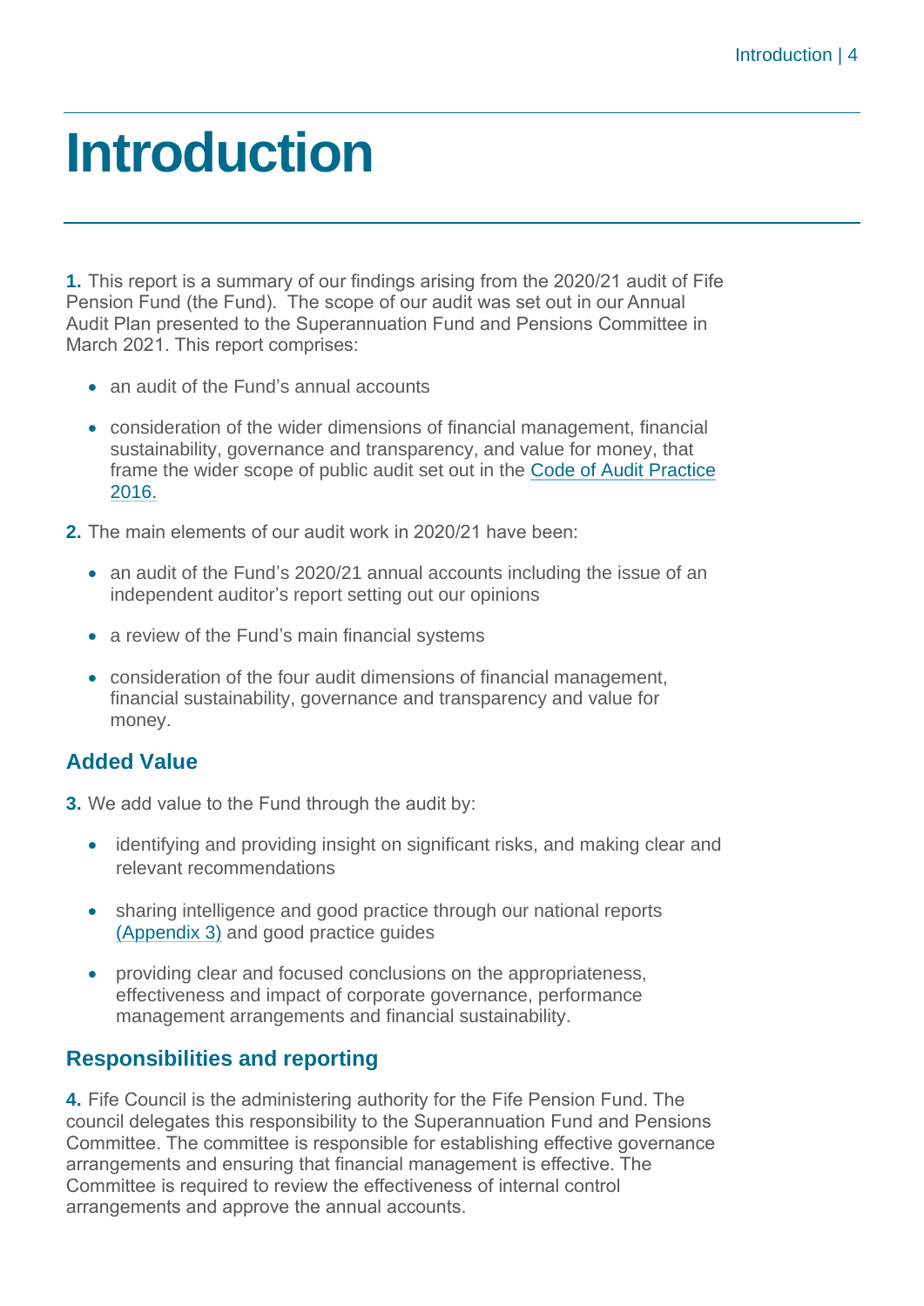# Introduction

**1.** This report is a summary of our findings arising from the 2020/21 audit of Fife Pension Fund (the Fund). The scope of our audit was set out in our Annual Audit Plan presented to the Superannuation Fund and Pensions Committee in March 2021. This report comprises:

- an audit of the Fund's annual accounts
- consideration of the wider dimensions of financial management, financial sustainability, governance and transparency, and value for money, that frame the wider scope of public audit set out in the Code of Audit Practice 2016.

**2.** The main elements of our audit work in 2020/21 have been:

- an audit of the Fund's 2020/21 annual accounts including the issue of an independent auditor's report setting out our opinions
- a review of the Fund's main financial systems
- consideration of the four audit dimensions of financial management, financial sustainability, governance and transparency and value for money.

## Added Value

**3.** We add value to the Fund through the audit by:

- identifying and providing insight on significant risks, and making clear and relevant recommendations
- sharing intelligence and good practice through our national reports (Appendix 3) and good practice guides
- providing clear and focused conclusions on the appropriateness, effectiveness and impact of corporate governance, performance management arrangements and financial sustainability.

## Responsibilities and reporting

**4.** Fife Council is the administering authority for the Fife Pension Fund. The council delegates this responsibility to the Superannuation Fund and Pensions Committee. The committee is responsible for establishing effective governance arrangements and ensuring that financial management is effective. The Committee is required to review the effectiveness of internal control arrangements and approve the annual accounts.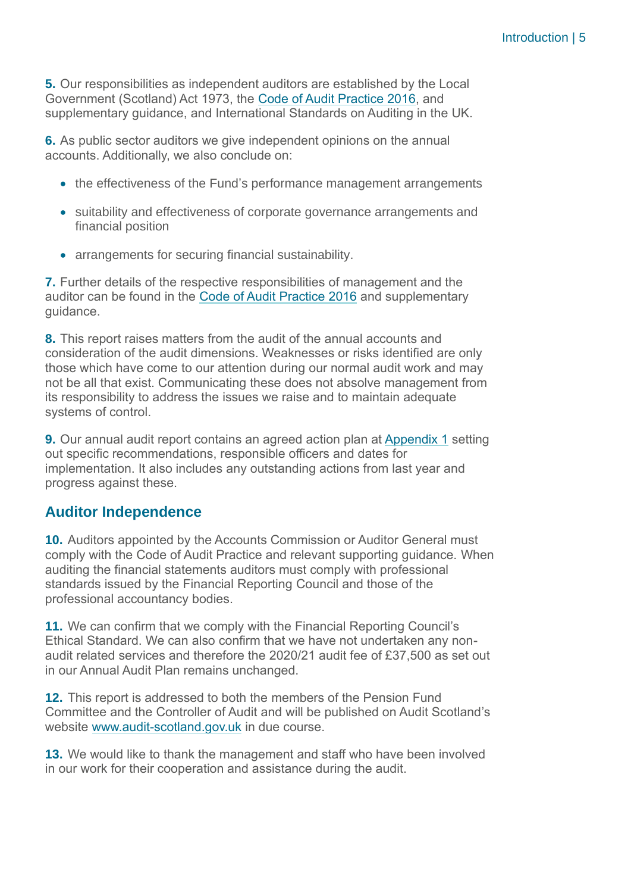**5.** Our responsibilities as independent auditors are established by the Local Government (Scotland) Act 1973, the Code of Audit Practice 2016, and supplementary guidance, and International Standards on Auditing in the UK.

**6.** As public sector auditors we give independent opinions on the annual accounts. Additionally, we also conclude on:

- the effectiveness of the Fund's performance management arrangements
- suitability and effectiveness of corporate governance arrangements and financial position
- arrangements for securing financial sustainability.

**7.** Further details of the respective responsibilities of management and the auditor can be found in the Code of Audit Practice 2016 and supplementary guidance.

**8.** This report raises matters from the audit of the annual accounts and consideration of the audit dimensions. Weaknesses or risks identified are only those which have come to our attention during our normal audit work and may not be all that exist. Communicating these does not absolve management from its responsibility to address the issues we raise and to maintain adequate systems of control.

**9.** Our annual audit report contains an agreed action plan at Appendix 1 setting out specific recommendations, responsible officers and dates for implementation. It also includes any outstanding actions from last year and progress against these.

## Auditor Independence

**10.** Auditors appointed by the Accounts Commission or Auditor General must comply with the Code of Audit Practice and relevant supporting guidance. When auditing the financial statements auditors must comply with professional standards issued by the Financial Reporting Council and those of the professional accountancy bodies.

**11.** We can confirm that we comply with the Financial Reporting Council's Ethical Standard. We can also confirm that we have not undertaken any non-audit related services and therefore the 2020/21 audit fee of £37,500 as set out in our Annual Audit Plan remains unchanged.

**12.** This report is addressed to both the members of the Pension Fund Committee and the Controller of Audit and will be published on Audit Scotland's website www.audit-scotland.gov.uk in due course.

**13.** We would like to thank the management and staff who have been involved in our work for their cooperation and assistance during the audit.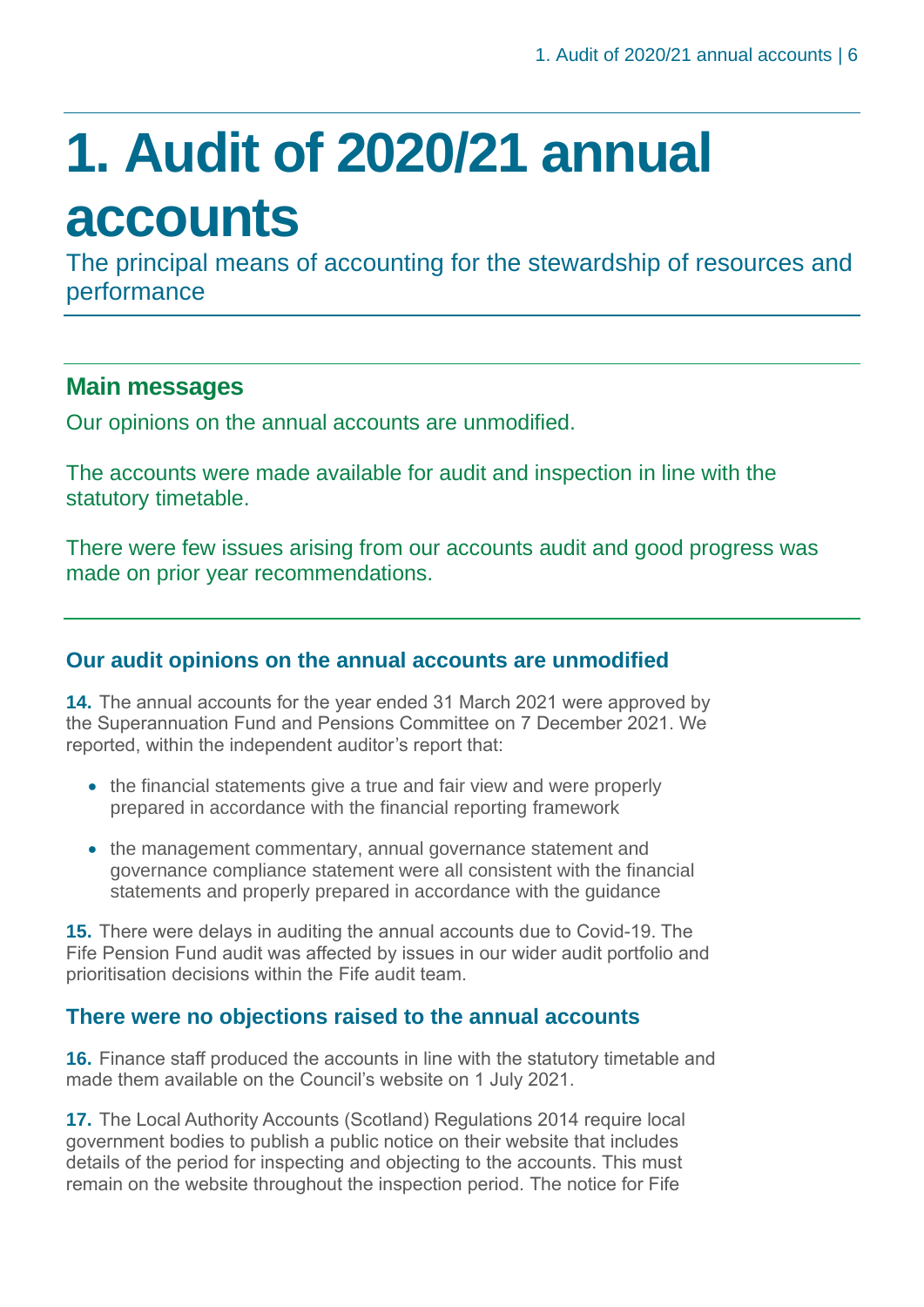# 1. Audit of 2020/21 annual accounts

The principal means of accounting for the stewardship of resources and performance

## Main messages

Our opinions on the annual accounts are unmodified.

The accounts were made available for audit and inspection in line with the statutory timetable.

There were few issues arising from our accounts audit and good progress was made on prior year recommendations.

### Our audit opinions on the annual accounts are unmodified

**14.** The annual accounts for the year ended 31 March 2021 were approved by the Superannuation Fund and Pensions Committee on 7 December 2021. We reported, within the independent auditor's report that:

- the financial statements give a true and fair view and were properly prepared in accordance with the financial reporting framework
- the management commentary, annual governance statement and governance compliance statement were all consistent with the financial statements and properly prepared in accordance with the guidance

**15.** There were delays in auditing the annual accounts due to Covid-19. The Fife Pension Fund audit was affected by issues in our wider audit portfolio and prioritisation decisions within the Fife audit team.

### There were no objections raised to the annual accounts

**16.** Finance staff produced the accounts in line with the statutory timetable and made them available on the Council's website on 1 July 2021.

**17.** The Local Authority Accounts (Scotland) Regulations 2014 require local government bodies to publish a public notice on their website that includes details of the period for inspecting and objecting to the accounts. This must remain on the website throughout the inspection period. The notice for Fife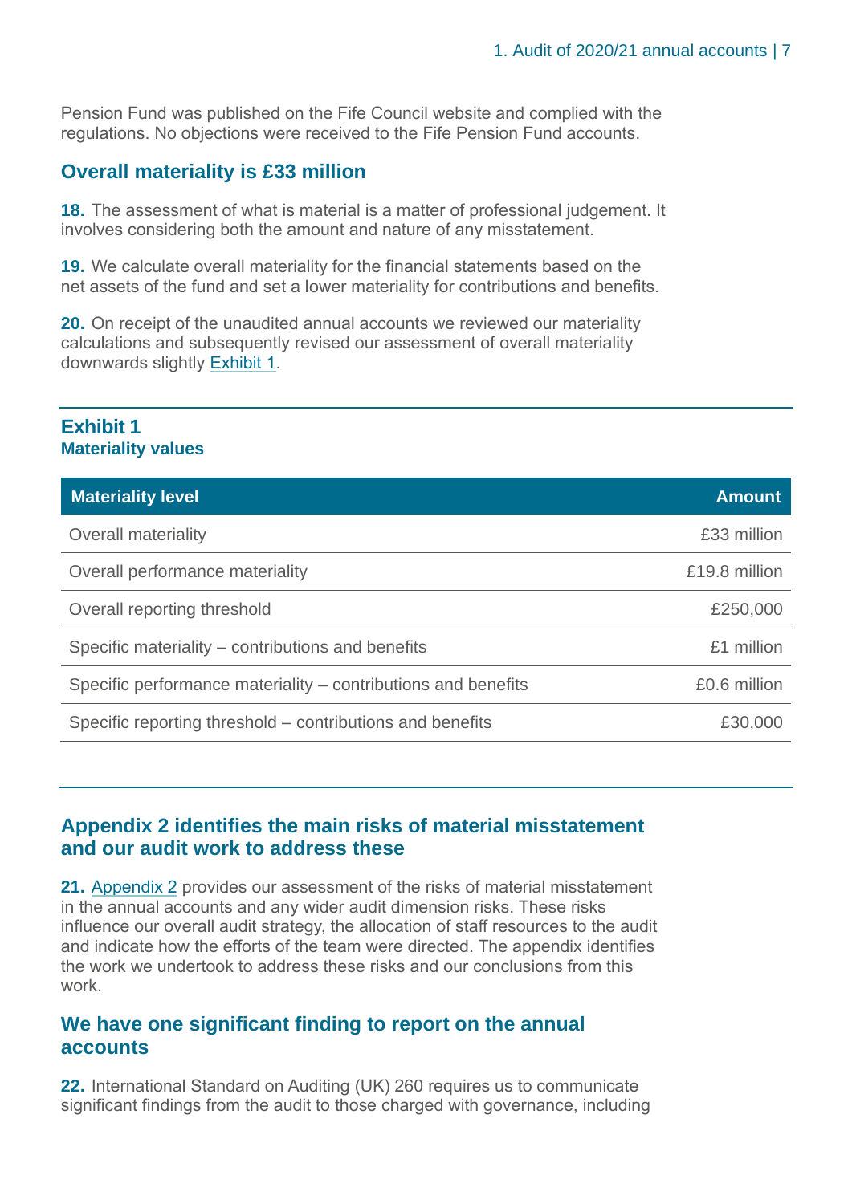Pension Fund was published on the Fife Council website and complied with the regulations. No objections were received to the Fife Pension Fund accounts.

## Overall materiality is £33 million

**18.** The assessment of what is material is a matter of professional judgement. It involves considering both the amount and nature of any misstatement.

**19.** We calculate overall materiality for the financial statements based on the net assets of the fund and set a lower materiality for contributions and benefits.

**20.** On receipt of the unaudited annual accounts we reviewed our materiality calculations and subsequently revised our assessment of overall materiality downwards slightly Exhibit 1.

**Exhibit 1**
**Materiality values**

| Materiality level | Amount |
|---|---:|
| Overall materiality | £33 million |
| Overall performance materiality | £19.8 million |
| Overall reporting threshold | £250,000 |
| Specific materiality – contributions and benefits | £1 million |
| Specific performance materiality – contributions and benefits | £0.6 million |
| Specific reporting threshold – contributions and benefits | £30,000 |

## Appendix 2 identifies the main risks of material misstatement and our audit work to address these

**21.** Appendix 2 provides our assessment of the risks of material misstatement in the annual accounts and any wider audit dimension risks. These risks influence our overall audit strategy, the allocation of staff resources to the audit and indicate how the efforts of the team were directed. The appendix identifies the work we undertook to address these risks and our conclusions from this work.

## We have one significant finding to report on the annual accounts

**22.** International Standard on Auditing (UK) 260 requires us to communicate significant findings from the audit to those charged with governance, including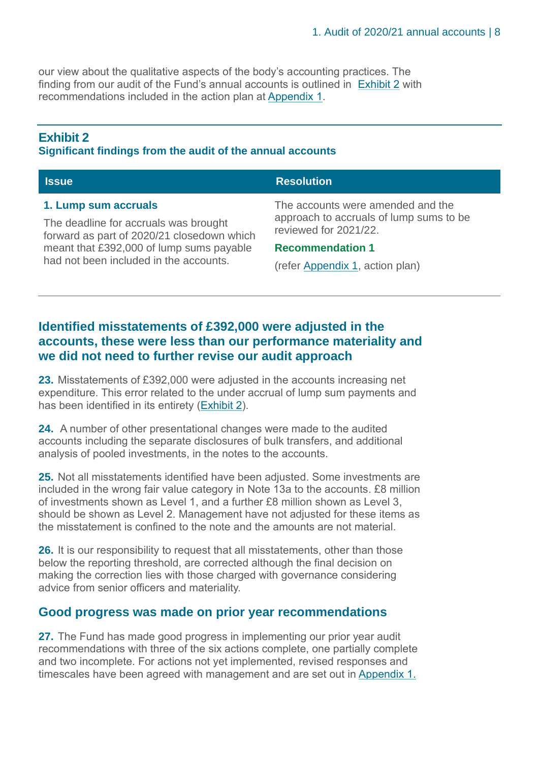our view about the qualitative aspects of the body's accounting practices. The finding from our audit of the Fund's annual accounts is outlined in Exhibit 2 with recommendations included in the action plan at Appendix 1.

**Exhibit 2**
**Significant findings from the audit of the annual accounts**

| Issue | Resolution |
|---|---|
| **1. Lump sum accruals**<br><br>The deadline for accruals was brought forward as part of 2020/21 closedown which meant that £392,000 of lump sums payable had not been included in the accounts. | The accounts were amended and the approach to accruals of lump sums to be reviewed for 2021/22.<br><br>**Recommendation 1**<br><br>(refer Appendix 1, action plan) |

## Identified misstatements of £392,000 were adjusted in the accounts, these were less than our performance materiality and we did not need to further revise our audit approach

**23.** Misstatements of £392,000 were adjusted in the accounts increasing net expenditure. This error related to the under accrual of lump sum payments and has been identified in its entirety (Exhibit 2).

**24.** A number of other presentational changes were made to the audited accounts including the separate disclosures of bulk transfers, and additional analysis of pooled investments, in the notes to the accounts.

**25.** Not all misstatements identified have been adjusted. Some investments are included in the wrong fair value category in Note 13a to the accounts. £8 million of investments shown as Level 1, and a further £8 million shown as Level 3, should be shown as Level 2. Management have not adjusted for these items as the misstatement is confined to the note and the amounts are not material.

**26.** It is our responsibility to request that all misstatements, other than those below the reporting threshold, are corrected although the final decision on making the correction lies with those charged with governance considering advice from senior officers and materiality.

## Good progress was made on prior year recommendations

**27.** The Fund has made good progress in implementing our prior year audit recommendations with three of the six actions complete, one partially complete and two incomplete. For actions not yet implemented, revised responses and timescales have been agreed with management and are set out in Appendix 1.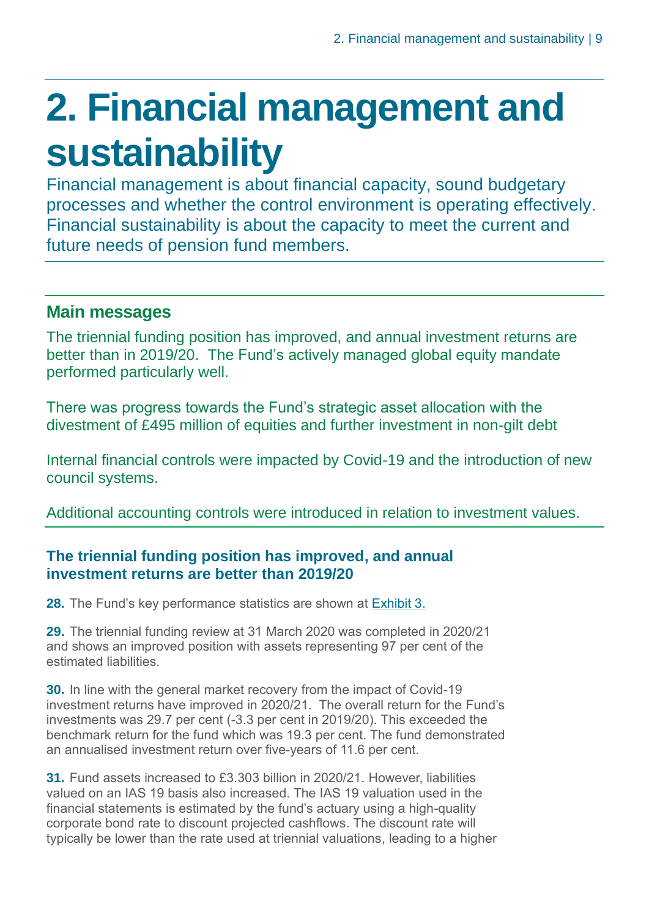# 2. Financial management and sustainability

Financial management is about financial capacity, sound budgetary processes and whether the control environment is operating effectively. Financial sustainability is about the capacity to meet the current and future needs of pension fund members.

## Main messages

The triennial funding position has improved, and annual investment returns are better than in 2019/20. The Fund's actively managed global equity mandate performed particularly well.

There was progress towards the Fund's strategic asset allocation with the divestment of £495 million of equities and further investment in non-gilt debt

Internal financial controls were impacted by Covid-19 and the introduction of new council systems.

Additional accounting controls were introduced in relation to investment values.

### The triennial funding position has improved, and annual investment returns are better than 2019/20

**28.** The Fund's key performance statistics are shown at Exhibit 3.

**29.** The triennial funding review at 31 March 2020 was completed in 2020/21 and shows an improved position with assets representing 97 per cent of the estimated liabilities.

**30.** In line with the general market recovery from the impact of Covid-19 investment returns have improved in 2020/21. The overall return for the Fund's investments was 29.7 per cent (-3.3 per cent in 2019/20). This exceeded the benchmark return for the fund which was 19.3 per cent. The fund demonstrated an annualised investment return over five-years of 11.6 per cent.

**31.** Fund assets increased to £3.303 billion in 2020/21. However, liabilities valued on an IAS 19 basis also increased. The IAS 19 valuation used in the financial statements is estimated by the fund's actuary using a high-quality corporate bond rate to discount projected cashflows. The discount rate will typically be lower than the rate used at triennial valuations, leading to a higher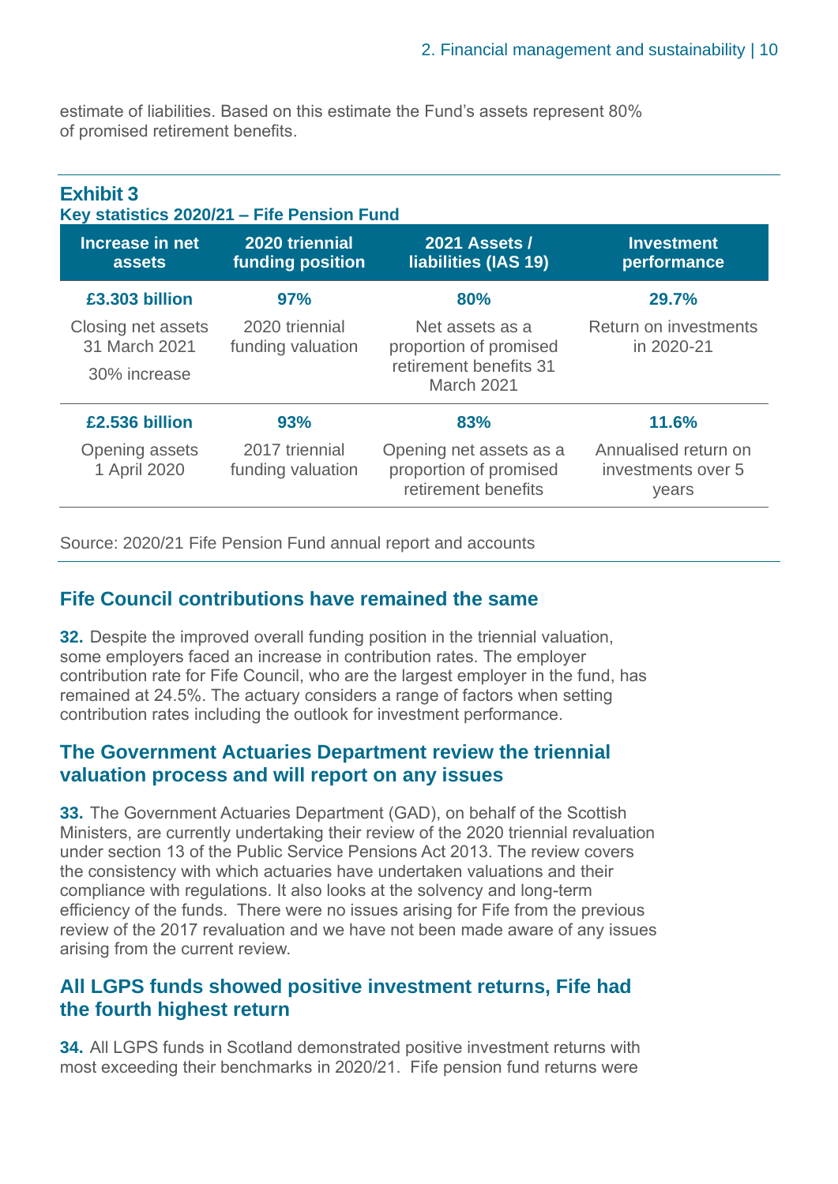estimate of liabilities. Based on this estimate the Fund's assets represent 80% of promised retirement benefits.

**Exhibit 3**
**Key statistics 2020/21 – Fife Pension Fund**

| Increase in net assets | 2020 triennial funding position | 2021 Assets / liabilities (IAS 19) | Investment performance |
|---|---|---|---|
| **£3.303 billion** | **97%** | **80%** | **29.7%** |
| Closing net assets 31 March 2021<br>30% increase | 2020 triennial funding valuation | Net assets as a proportion of promised retirement benefits 31 March 2021 | Return on investments in 2020-21 |
| **£2.536 billion** | **93%** | **83%** | **11.6%** |
| Opening assets 1 April 2020 | 2017 triennial funding valuation | Opening net assets as a proportion of promised retirement benefits | Annualised return on investments over 5 years |

Source: 2020/21 Fife Pension Fund annual report and accounts

## Fife Council contributions have remained the same

**32.** Despite the improved overall funding position in the triennial valuation, some employers faced an increase in contribution rates. The employer contribution rate for Fife Council, who are the largest employer in the fund, has remained at 24.5%. The actuary considers a range of factors when setting contribution rates including the outlook for investment performance.

## The Government Actuaries Department review the triennial valuation process and will report on any issues

**33.** The Government Actuaries Department (GAD), on behalf of the Scottish Ministers, are currently undertaking their review of the 2020 triennial revaluation under section 13 of the Public Service Pensions Act 2013. The review covers the consistency with which actuaries have undertaken valuations and their compliance with regulations. It also looks at the solvency and long-term efficiency of the funds. There were no issues arising for Fife from the previous review of the 2017 revaluation and we have not been made aware of any issues arising from the current review.

## All LGPS funds showed positive investment returns, Fife had the fourth highest return

**34.** All LGPS funds in Scotland demonstrated positive investment returns with most exceeding their benchmarks in 2020/21. Fife pension fund returns were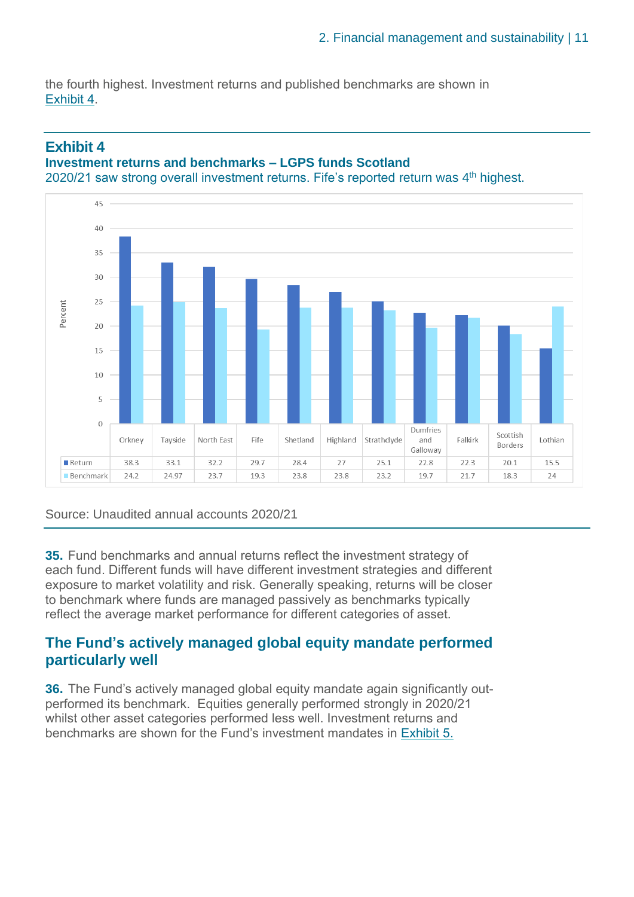the fourth highest. Investment returns and published benchmarks are shown in Exhibit 4.

## Exhibit 4

### Investment returns and benchmarks – LGPS funds Scotland

2020/21 saw strong overall investment returns. Fife's reported return was 4th highest.

| | Orkney | Tayside | North East | Fife | Shetland | Highland | Strathclyde | Dumfries and Galloway | Falkirk | Scottish Borders | Lothian |
|---|---|---|---|---|---|---|---|---|---|---|---|
| Return | 38.3 | 33.1 | 32.2 | 29.7 | 28.4 | 27 | 25.1 | 22.8 | 22.3 | 20.1 | 15.5 |
| Benchmark | 24.2 | 24.97 | 23.7 | 19.3 | 23.8 | 23.8 | 23.2 | 19.7 | 21.7 | 18.3 | 24 |

Source: Unaudited annual accounts 2020/21

**35.** Fund benchmarks and annual returns reflect the investment strategy of each fund. Different funds will have different investment strategies and different exposure to market volatility and risk. Generally speaking, returns will be closer to benchmark where funds are managed passively as benchmarks typically reflect the average market performance for different categories of asset.

## The Fund's actively managed global equity mandate performed particularly well

**36.** The Fund's actively managed global equity mandate again significantly out-performed its benchmark. Equities generally performed strongly in 2020/21 whilst other asset categories performed less well. Investment returns and benchmarks are shown for the Fund's investment mandates in Exhibit 5.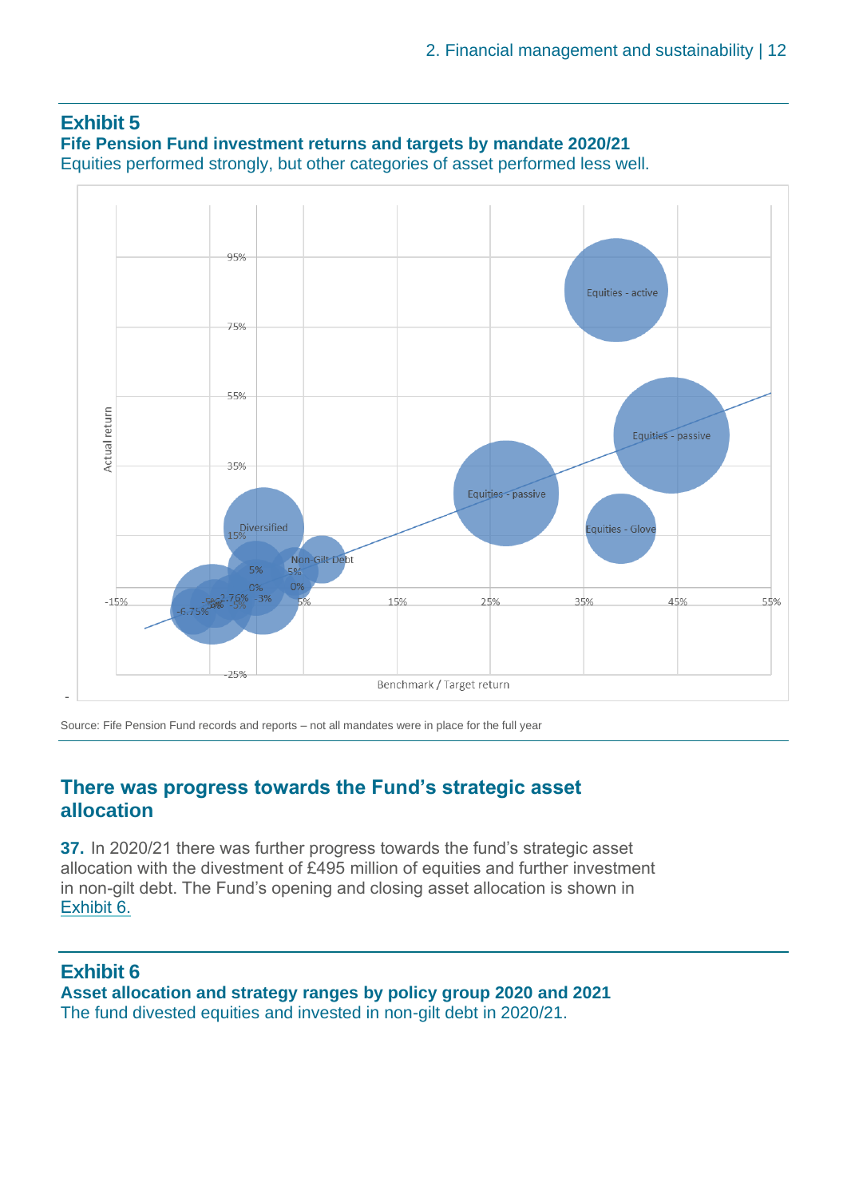## Exhibit 5

**Fife Pension Fund investment returns and targets by mandate 2020/21**

Equities performed strongly, but other categories of asset performed less well.

Source: Fife Pension Fund records and reports – not all mandates were in place for the full year

## There was progress towards the Fund's strategic asset allocation

**37.** In 2020/21 there was further progress towards the fund's strategic asset allocation with the divestment of £495 million of equities and further investment in non-gilt debt. The Fund's opening and closing asset allocation is shown in Exhibit 6.

## Exhibit 6

**Asset allocation and strategy ranges by policy group 2020 and 2021**

The fund divested equities and invested in non-gilt debt in 2020/21.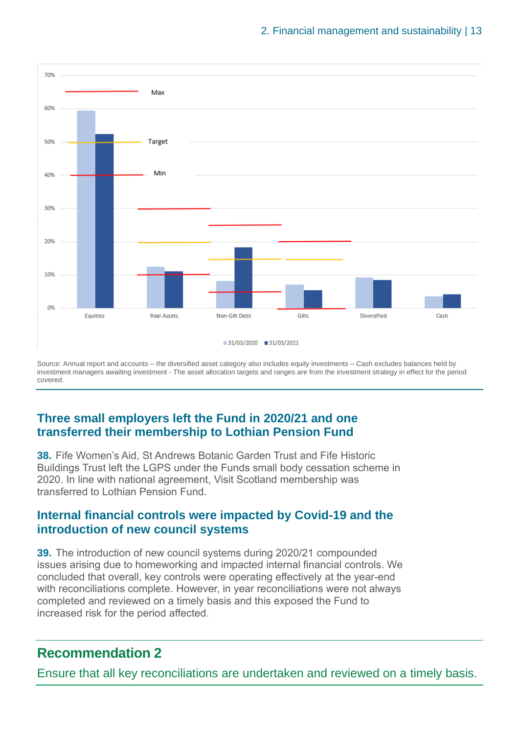Source: Annual report and accounts – the diversified asset category also includes equity investments – Cash excludes balances held by investment managers awaiting investment - The asset allocation targets and ranges are from the investment strategy in effect for the period covered.

## Three small employers left the Fund in 2020/21 and one transferred their membership to Lothian Pension Fund

**38.** Fife Women's Aid, St Andrews Botanic Garden Trust and Fife Historic Buildings Trust left the LGPS under the Funds small body cessation scheme in 2020. In line with national agreement, Visit Scotland membership was transferred to Lothian Pension Fund.

## Internal financial controls were impacted by Covid-19 and the introduction of new council systems

**39.** The introduction of new council systems during 2020/21 compounded issues arising due to homeworking and impacted internal financial controls. We concluded that overall, key controls were operating effectively at the year-end with reconciliations complete. However, in year reconciliations were not always completed and reviewed on a timely basis and this exposed the Fund to increased risk for the period affected.

## Recommendation 2

Ensure that all key reconciliations are undertaken and reviewed on a timely basis.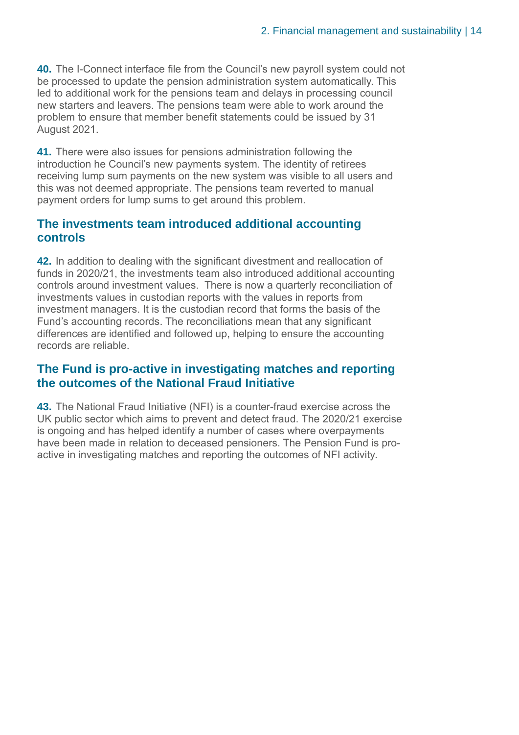**40.** The I-Connect interface file from the Council's new payroll system could not be processed to update the pension administration system automatically. This led to additional work for the pensions team and delays in processing council new starters and leavers. The pensions team were able to work around the problem to ensure that member benefit statements could be issued by 31 August 2021.

**41.** There were also issues for pensions administration following the introduction he Council's new payments system. The identity of retirees receiving lump sum payments on the new system was visible to all users and this was not deemed appropriate. The pensions team reverted to manual payment orders for lump sums to get around this problem.

## The investments team introduced additional accounting controls

**42.** In addition to dealing with the significant divestment and reallocation of funds in 2020/21, the investments team also introduced additional accounting controls around investment values. There is now a quarterly reconciliation of investments values in custodian reports with the values in reports from investment managers. It is the custodian record that forms the basis of the Fund's accounting records. The reconciliations mean that any significant differences are identified and followed up, helping to ensure the accounting records are reliable.

## The Fund is pro-active in investigating matches and reporting the outcomes of the National Fraud Initiative

**43.** The National Fraud Initiative (NFI) is a counter-fraud exercise across the UK public sector which aims to prevent and detect fraud. The 2020/21 exercise is ongoing and has helped identify a number of cases where overpayments have been made in relation to deceased pensioners. The Pension Fund is pro-active in investigating matches and reporting the outcomes of NFI activity.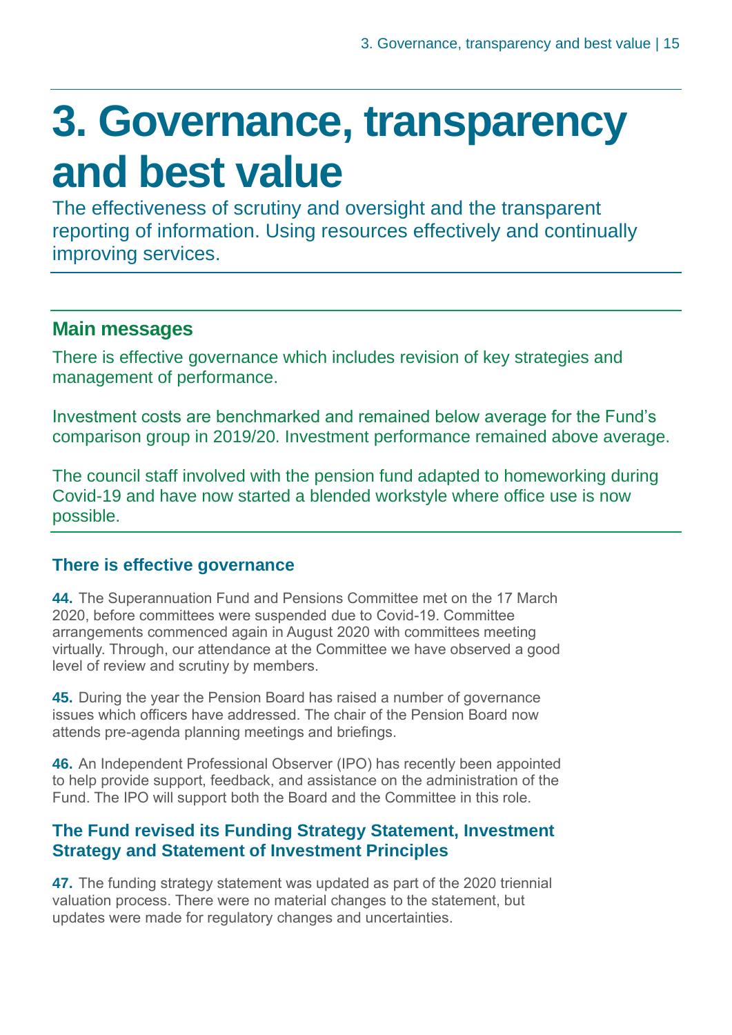# 3. Governance, transparency and best value

The effectiveness of scrutiny and oversight and the transparent reporting of information. Using resources effectively and continually improving services.

## Main messages

There is effective governance which includes revision of key strategies and management of performance.

Investment costs are benchmarked and remained below average for the Fund's comparison group in 2019/20. Investment performance remained above average.

The council staff involved with the pension fund adapted to homeworking during Covid-19 and have now started a blended workstyle where office use is now possible.

### There is effective governance

**44.** The Superannuation Fund and Pensions Committee met on the 17 March 2020, before committees were suspended due to Covid-19. Committee arrangements commenced again in August 2020 with committees meeting virtually. Through, our attendance at the Committee we have observed a good level of review and scrutiny by members.

**45.** During the year the Pension Board has raised a number of governance issues which officers have addressed. The chair of the Pension Board now attends pre-agenda planning meetings and briefings.

**46.** An Independent Professional Observer (IPO) has recently been appointed to help provide support, feedback, and assistance on the administration of the Fund. The IPO will support both the Board and the Committee in this role.

### The Fund revised its Funding Strategy Statement, Investment Strategy and Statement of Investment Principles

**47.** The funding strategy statement was updated as part of the 2020 triennial valuation process. There were no material changes to the statement, but updates were made for regulatory changes and uncertainties.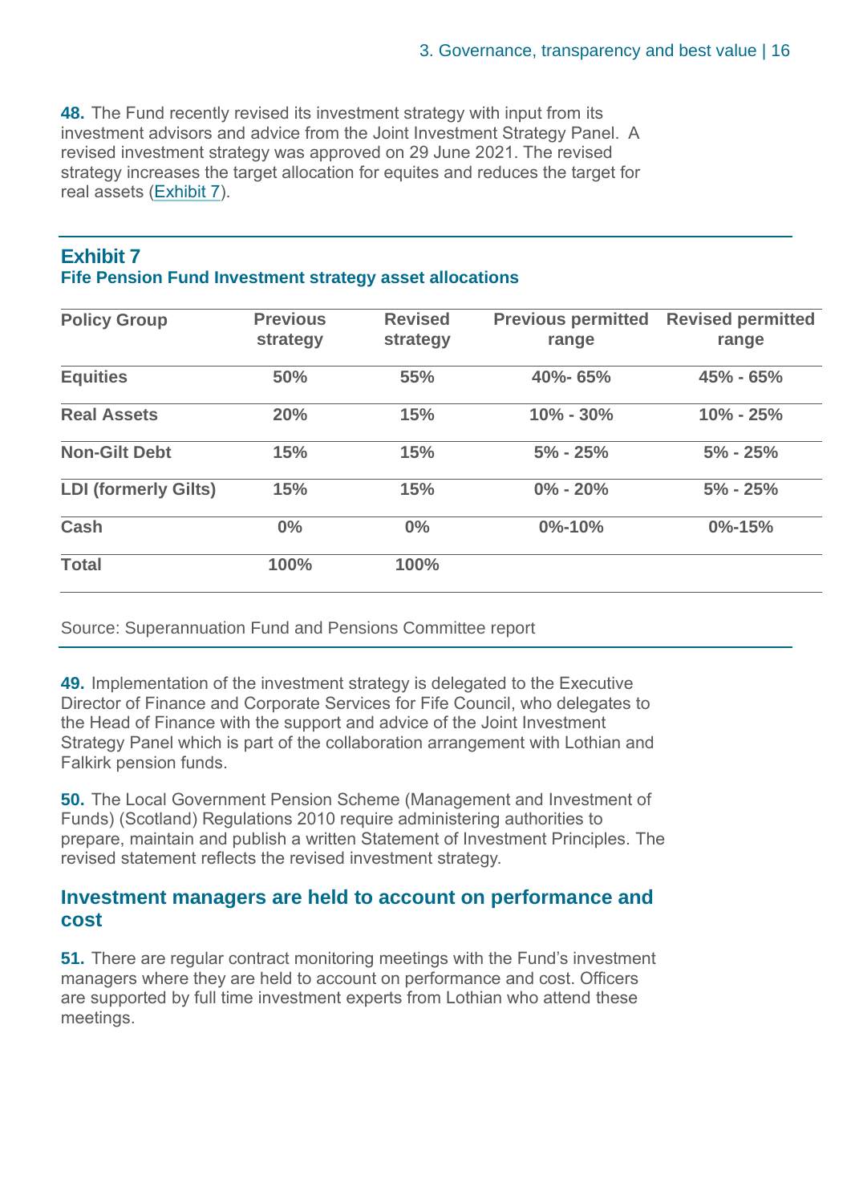**48.** The Fund recently revised its investment strategy with input from its investment advisors and advice from the Joint Investment Strategy Panel. A revised investment strategy was approved on 29 June 2021. The revised strategy increases the target allocation for equites and reduces the target for real assets (Exhibit 7).

## Exhibit 7

### Fife Pension Fund Investment strategy asset allocations

| Policy Group | Previous strategy | Revised strategy | Previous permitted range | Revised permitted range |
|---|---|---|---|---|
| **Equities** | **50%** | **55%** | **40%- 65%** | **45% - 65%** |
| **Real Assets** | **20%** | **15%** | **10% - 30%** | **10% - 25%** |
| **Non-Gilt Debt** | **15%** | **15%** | **5% - 25%** | **5% - 25%** |
| **LDI (formerly Gilts)** | **15%** | **15%** | **0% - 20%** | **5% - 25%** |
| **Cash** | **0%** | **0%** | **0%-10%** | **0%-15%** |
| **Total** | **100%** | **100%** | | |

Source: Superannuation Fund and Pensions Committee report

**49.** Implementation of the investment strategy is delegated to the Executive Director of Finance and Corporate Services for Fife Council, who delegates to the Head of Finance with the support and advice of the Joint Investment Strategy Panel which is part of the collaboration arrangement with Lothian and Falkirk pension funds.

**50.** The Local Government Pension Scheme (Management and Investment of Funds) (Scotland) Regulations 2010 require administering authorities to prepare, maintain and publish a written Statement of Investment Principles. The revised statement reflects the revised investment strategy.

## Investment managers are held to account on performance and cost

**51.** There are regular contract monitoring meetings with the Fund's investment managers where they are held to account on performance and cost. Officers are supported by full time investment experts from Lothian who attend these meetings.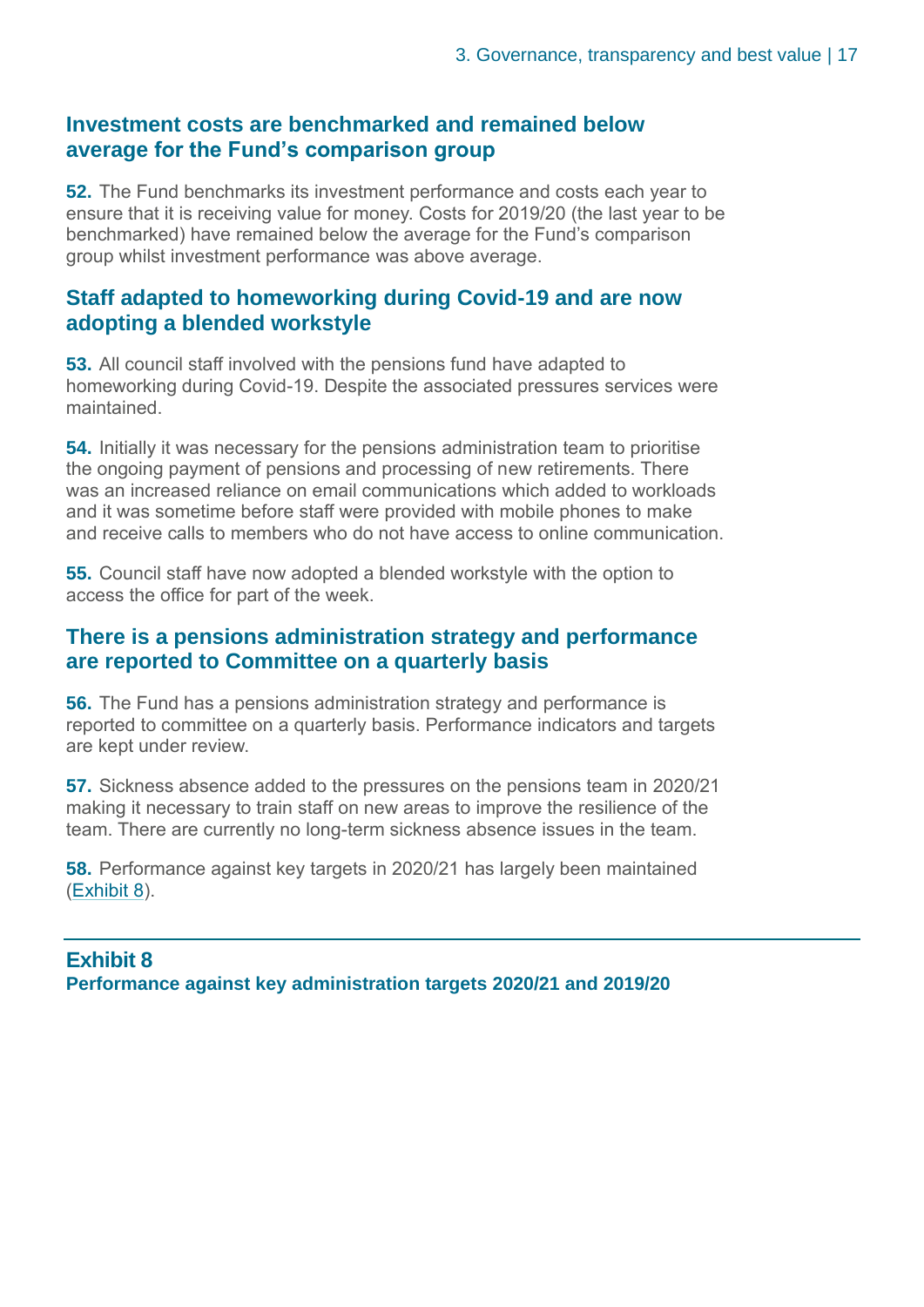## Investment costs are benchmarked and remained below average for the Fund's comparison group

**52.** The Fund benchmarks its investment performance and costs each year to ensure that it is receiving value for money. Costs for 2019/20 (the last year to be benchmarked) have remained below the average for the Fund's comparison group whilst investment performance was above average.

## Staff adapted to homeworking during Covid-19 and are now adopting a blended workstyle

**53.** All council staff involved with the pensions fund have adapted to homeworking during Covid-19. Despite the associated pressures services were maintained.

**54.** Initially it was necessary for the pensions administration team to prioritise the ongoing payment of pensions and processing of new retirements. There was an increased reliance on email communications which added to workloads and it was sometime before staff were provided with mobile phones to make and receive calls to members who do not have access to online communication.

**55.** Council staff have now adopted a blended workstyle with the option to access the office for part of the week.

## There is a pensions administration strategy and performance are reported to Committee on a quarterly basis

**56.** The Fund has a pensions administration strategy and performance is reported to committee on a quarterly basis. Performance indicators and targets are kept under review.

**57.** Sickness absence added to the pressures on the pensions team in 2020/21 making it necessary to train staff on new areas to improve the resilience of the team. There are currently no long-term sickness absence issues in the team.

**58.** Performance against key targets in 2020/21 has largely been maintained (Exhibit 8).

**Exhibit 8**

**Performance against key administration targets 2020/21 and 2019/20**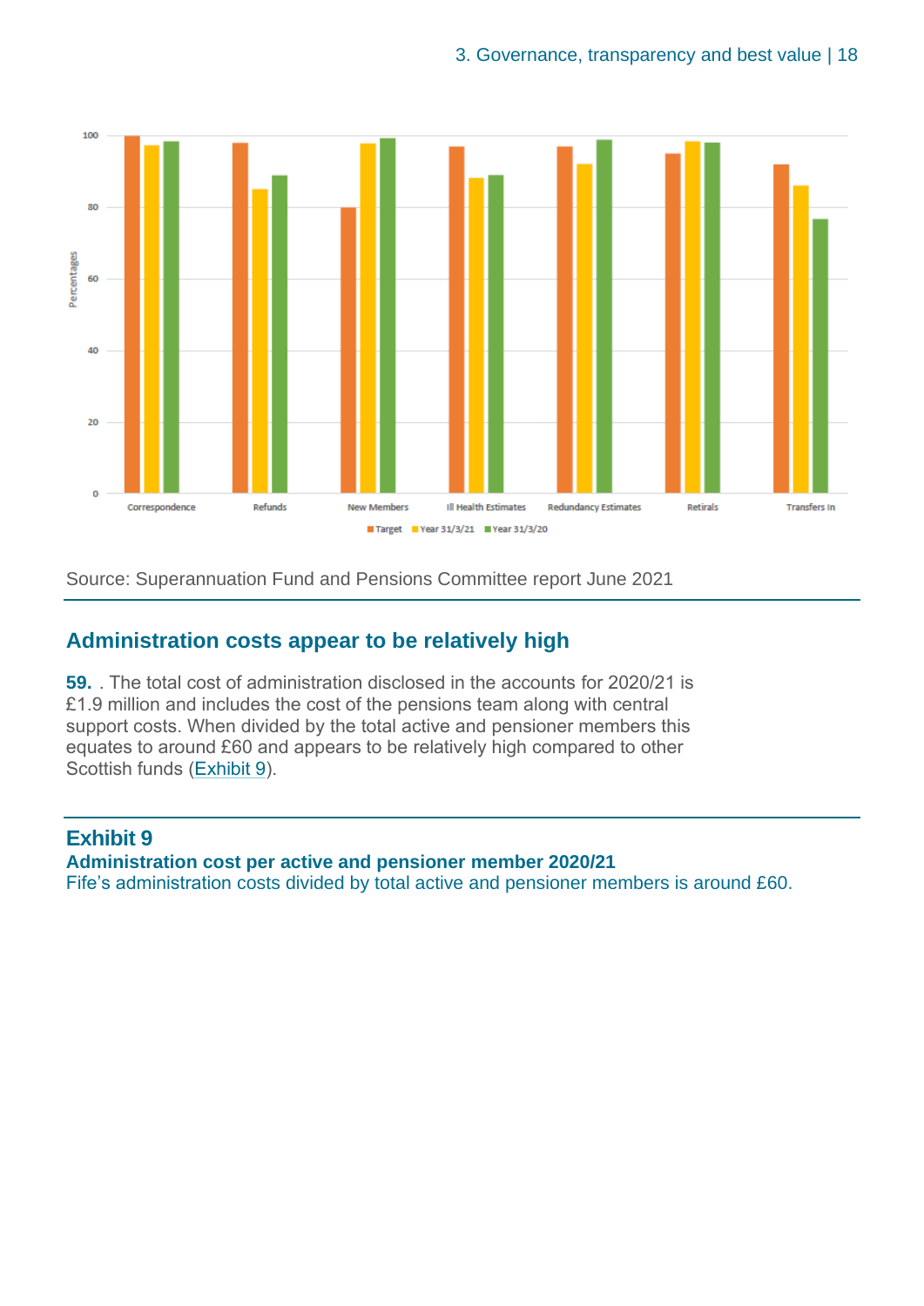Source: Superannuation Fund and Pensions Committee report June 2021

## Administration costs appear to be relatively high

**59.** . The total cost of administration disclosed in the accounts for 2020/21 is £1.9 million and includes the cost of the pensions team along with central support costs. When divided by the total active and pensioner members this equates to around £60 and appears to be relatively high compared to other Scottish funds (Exhibit 9).

### Exhibit 9

**Administration cost per active and pensioner member 2020/21**

Fife's administration costs divided by total active and pensioner members is around £60.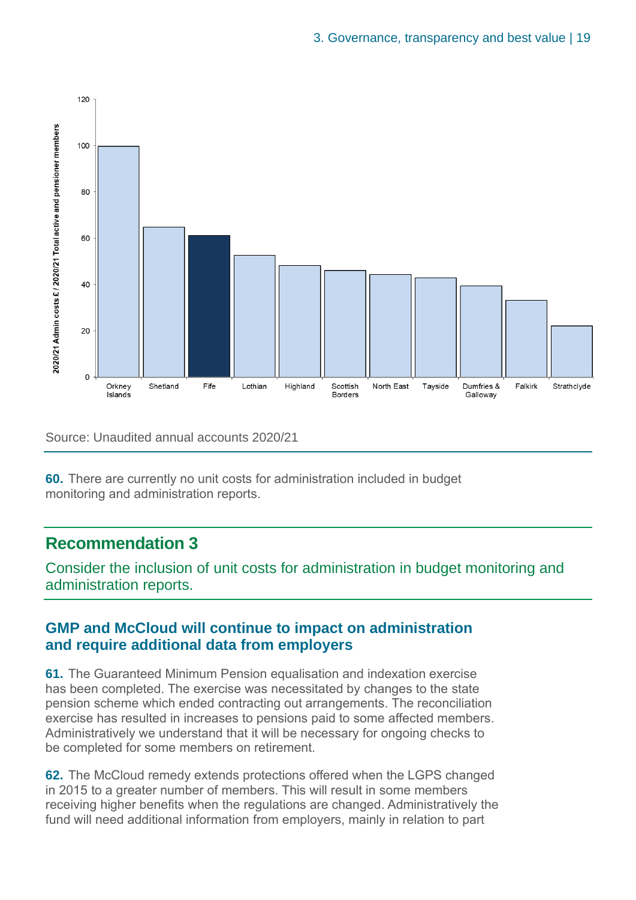Source: Unaudited annual accounts 2020/21

**60.** There are currently no unit costs for administration included in budget monitoring and administration reports.

## Recommendation 3

Consider the inclusion of unit costs for administration in budget monitoring and administration reports.

### GMP and McCloud will continue to impact on administration and require additional data from employers

**61.** The Guaranteed Minimum Pension equalisation and indexation exercise has been completed. The exercise was necessitated by changes to the state pension scheme which ended contracting out arrangements. The reconciliation exercise has resulted in increases to pensions paid to some affected members. Administratively we understand that it will be necessary for ongoing checks to be completed for some members on retirement.

**62.** The McCloud remedy extends protections offered when the LGPS changed in 2015 to a greater number of members. This will result in some members receiving higher benefits when the regulations are changed. Administratively the fund will need additional information from employers, mainly in relation to part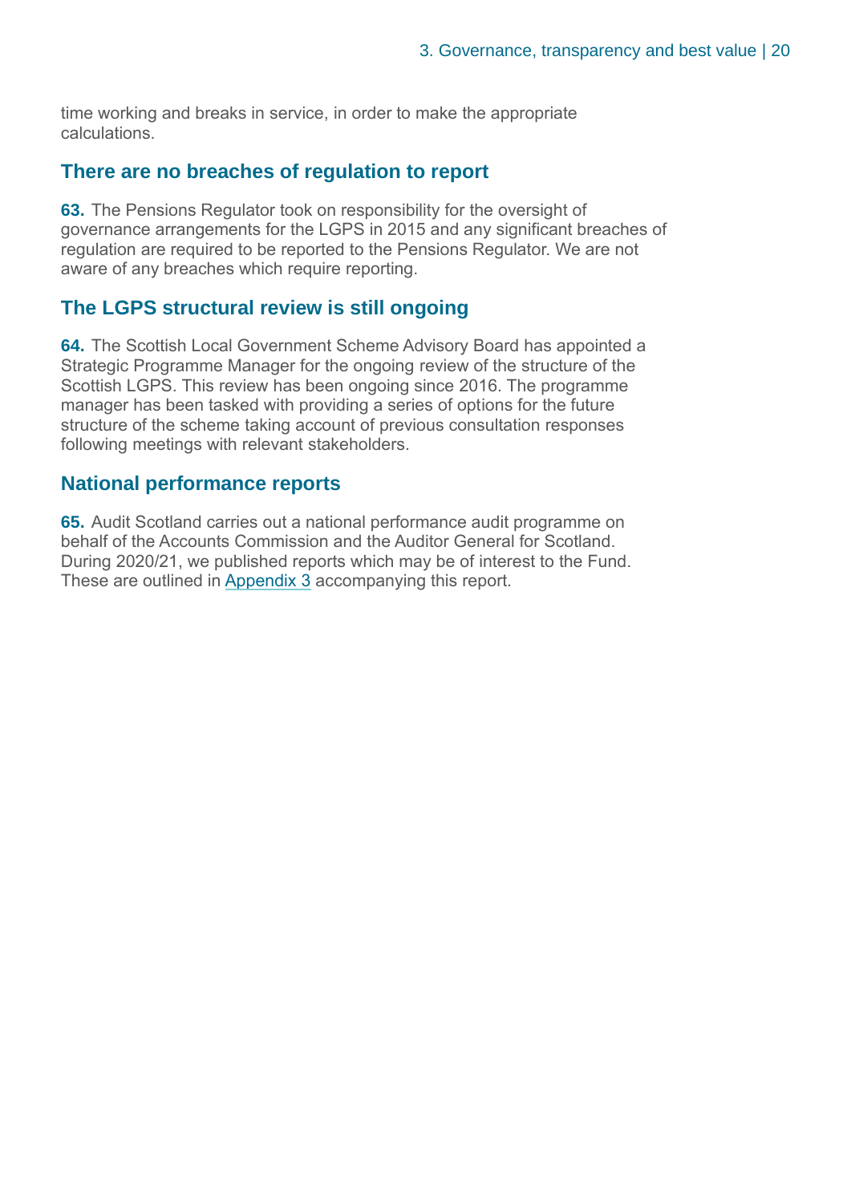time working and breaks in service, in order to make the appropriate calculations.

## There are no breaches of regulation to report

**63.** The Pensions Regulator took on responsibility for the oversight of governance arrangements for the LGPS in 2015 and any significant breaches of regulation are required to be reported to the Pensions Regulator. We are not aware of any breaches which require reporting.

## The LGPS structural review is still ongoing

**64.** The Scottish Local Government Scheme Advisory Board has appointed a Strategic Programme Manager for the ongoing review of the structure of the Scottish LGPS. This review has been ongoing since 2016. The programme manager has been tasked with providing a series of options for the future structure of the scheme taking account of previous consultation responses following meetings with relevant stakeholders.

## National performance reports

**65.** Audit Scotland carries out a national performance audit programme on behalf of the Accounts Commission and the Auditor General for Scotland. During 2020/21, we published reports which may be of interest to the Fund. These are outlined in Appendix 3 accompanying this report.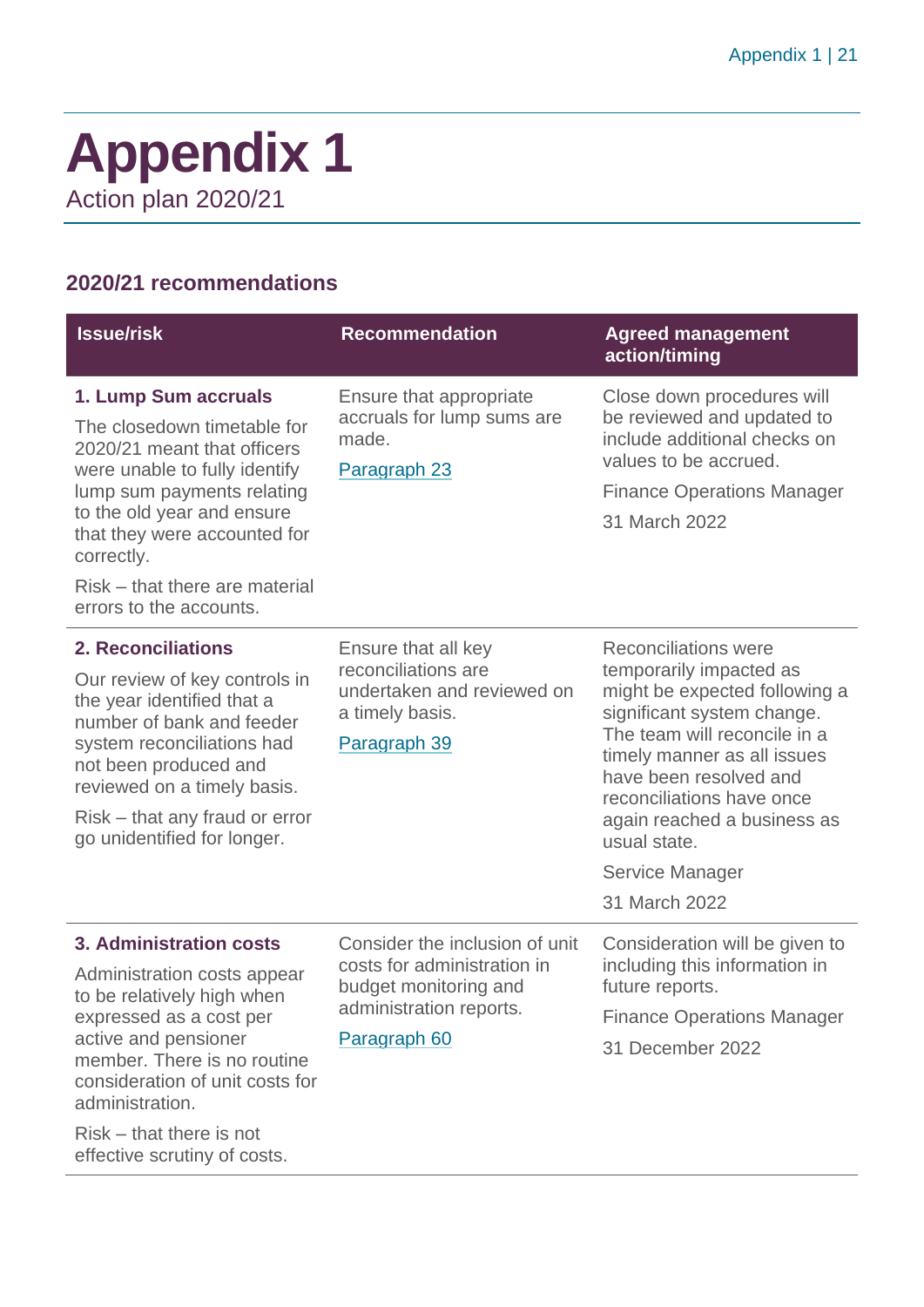# Appendix 1

Action plan 2020/21

## 2020/21 recommendations

| Issue/risk | Recommendation | Agreed management action/timing |
|---|---|---|
| **1. Lump Sum accruals**<br><br>The closedown timetable for 2020/21 meant that officers were unable to fully identify lump sum payments relating to the old year and ensure that they were accounted for correctly.<br><br>Risk – that there are material errors to the accounts. | Ensure that appropriate accruals for lump sums are made.<br><br>Paragraph 23 | Close down procedures will be reviewed and updated to include additional checks on values to be accrued.<br><br>Finance Operations Manager<br><br>31 March 2022 |
| **2. Reconciliations**<br><br>Our review of key controls in the year identified that a number of bank and feeder system reconciliations had not been produced and reviewed on a timely basis.<br><br>Risk – that any fraud or error go unidentified for longer. | Ensure that all key reconciliations are undertaken and reviewed on a timely basis.<br><br>Paragraph 39 | Reconciliations were temporarily impacted as might be expected following a significant system change. The team will reconcile in a timely manner as all issues have been resolved and reconciliations have once again reached a business as usual state.<br><br>Service Manager<br><br>31 March 2022 |
| **3. Administration costs**<br><br>Administration costs appear to be relatively high when expressed as a cost per active and pensioner member. There is no routine consideration of unit costs for administration.<br><br>Risk – that there is not effective scrutiny of costs. | Consider the inclusion of unit costs for administration in budget monitoring and administration reports.<br><br>Paragraph 60 | Consideration will be given to including this information in future reports.<br><br>Finance Operations Manager<br><br>31 December 2022 |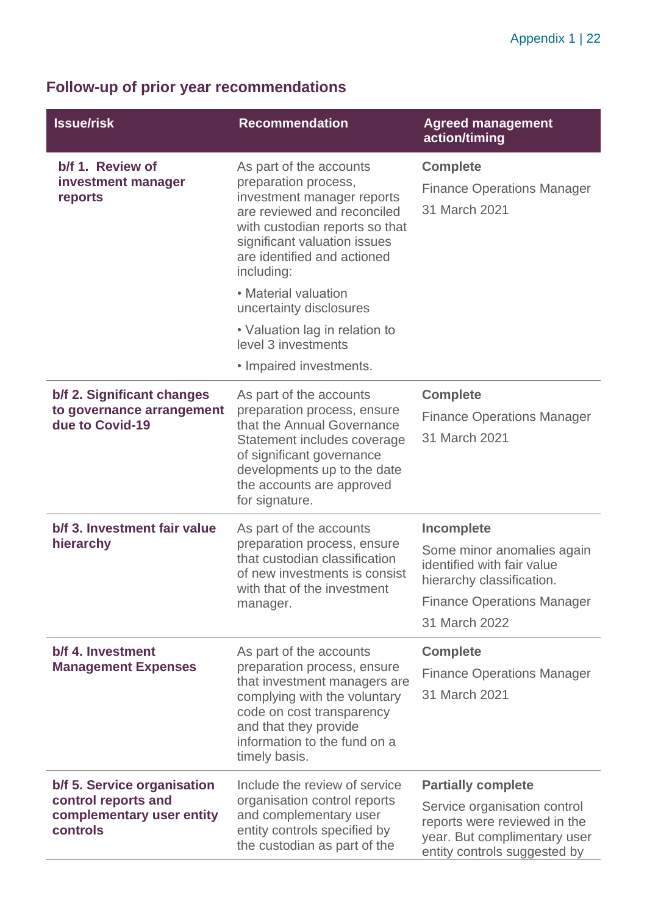## Follow-up of prior year recommendations

| Issue/risk | Recommendation | Agreed management action/timing |
|---|---|---|
| **b/f 1. Review of investment manager reports** | As part of the accounts preparation process, investment manager reports are reviewed and reconciled with custodian reports so that significant valuation issues are identified and actioned including:<br>• Material valuation uncertainty disclosures<br>• Valuation lag in relation to level 3 investments<br>• Impaired investments. | **Complete**<br>Finance Operations Manager<br>31 March 2021 |
| **b/f 2. Significant changes to governance arrangement due to Covid-19** | As part of the accounts preparation process, ensure that the Annual Governance Statement includes coverage of significant governance developments up to the date the accounts are approved for signature. | **Complete**<br>Finance Operations Manager<br>31 March 2021 |
| **b/f 3. Investment fair value hierarchy** | As part of the accounts preparation process, ensure that custodian classification of new investments is consist with that of the investment manager. | **Incomplete**<br>Some minor anomalies again identified with fair value hierarchy classification.<br>Finance Operations Manager<br>31 March 2022 |
| **b/f 4. Investment Management Expenses** | As part of the accounts preparation process, ensure that investment managers are complying with the voluntary code on cost transparency and that they provide information to the fund on a timely basis. | **Complete**<br>Finance Operations Manager<br>31 March 2021 |
| **b/f 5. Service organisation control reports and complementary user entity controls** | Include the review of service organisation control reports and complementary user entity controls specified by the custodian as part of the | **Partially complete**<br>Service organisation control reports were reviewed in the year. But complimentary user entity controls suggested by |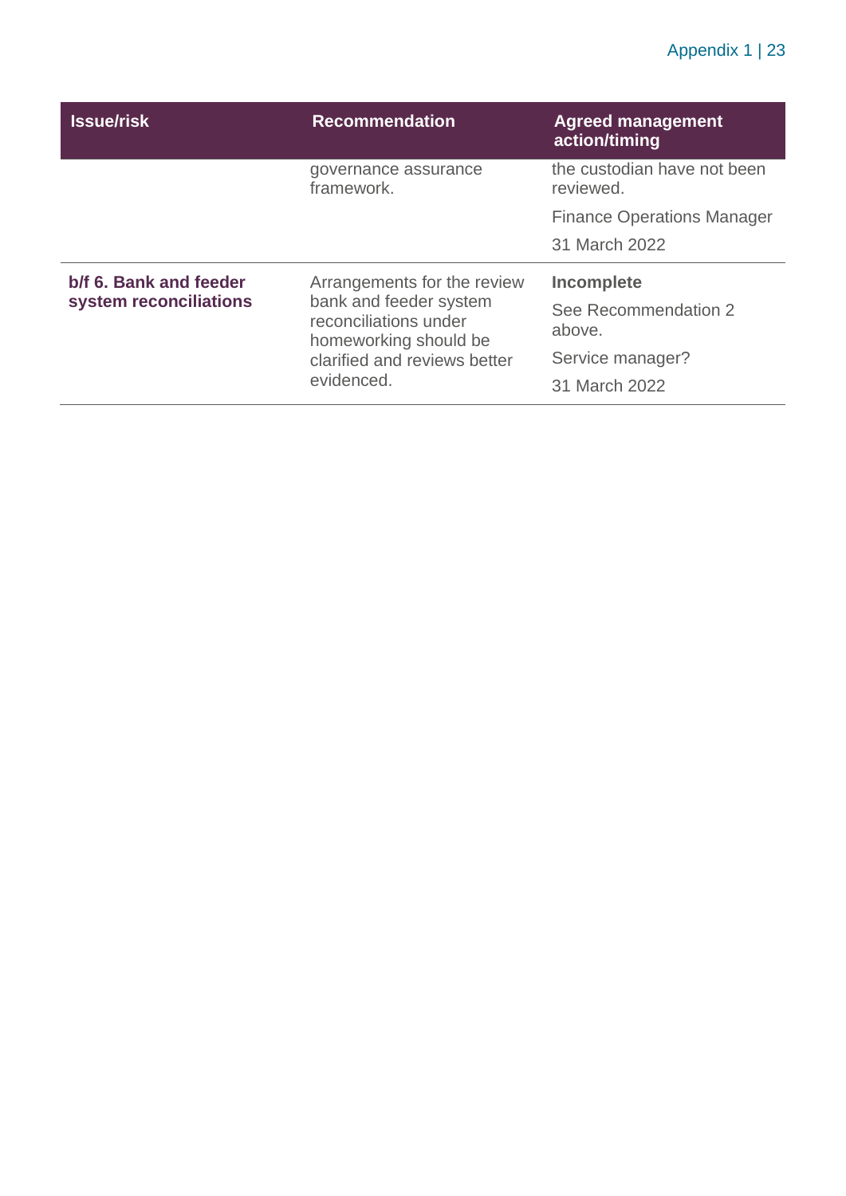| Issue/risk | Recommendation | Agreed management action/timing |
| --- | --- | --- |
| | governance assurance framework. | the custodian have not been reviewed.<br><br>Finance Operations Manager<br><br>31 March 2022 |
| **b/f 6. Bank and feeder system reconciliations** | Arrangements for the review bank and feeder system reconciliations under homeworking should be clarified and reviews better evidenced. | **Incomplete**<br><br>See Recommendation 2 above.<br><br>Service manager?<br><br>31 March 2022 |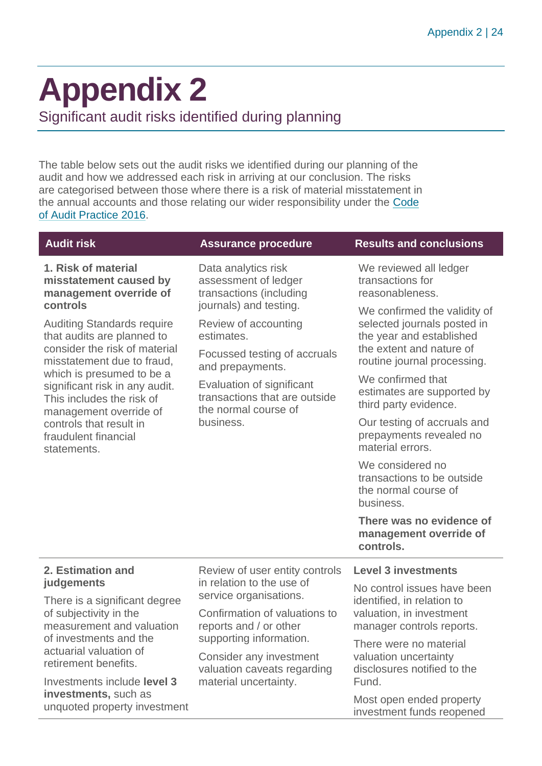# Appendix 2

## Significant audit risks identified during planning

The table below sets out the audit risks we identified during our planning of the audit and how we addressed each risk in arriving at our conclusion. The risks are categorised between those where there is a risk of material misstatement in the annual accounts and those relating our wider responsibility under the Code of Audit Practice 2016.

| Audit risk | Assurance procedure | Results and conclusions |
|---|---|---|
| **1. Risk of material misstatement caused by management override of controls**<br><br>Auditing Standards require that audits are planned to consider the risk of material misstatement due to fraud, which is presumed to be a significant risk in any audit. This includes the risk of management override of controls that result in fraudulent financial statements. | Data analytics risk assessment of ledger transactions (including journals) and testing.<br><br>Review of accounting estimates.<br><br>Focussed testing of accruals and prepayments.<br><br>Evaluation of significant transactions that are outside the normal course of business. | We reviewed all ledger transactions for reasonableness.<br><br>We confirmed the validity of selected journals posted in the year and established the extent and nature of routine journal processing.<br><br>We confirmed that estimates are supported by third party evidence.<br><br>Our testing of accruals and prepayments revealed no material errors.<br><br>We considered no transactions to be outside the normal course of business.<br><br>**There was no evidence of management override of controls.** |
| **2. Estimation and judgements**<br><br>There is a significant degree of subjectivity in the measurement and valuation of investments and the actuarial valuation of retirement benefits.<br><br>Investments include **level 3 investments,** such as unquoted property investment | Review of user entity controls in relation to the use of service organisations.<br><br>Confirmation of valuations to reports and / or other supporting information.<br><br>Consider any investment valuation caveats regarding material uncertainty. | **Level 3 investments**<br><br>No control issues have been identified, in relation to valuation, in investment manager controls reports.<br><br>There were no material valuation uncertainty disclosures notified to the Fund.<br><br>Most open ended property investment funds reopened |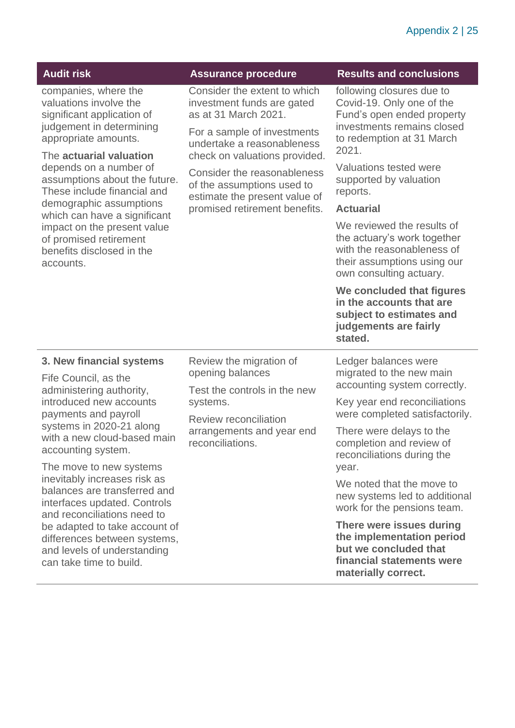| Audit risk | Assurance procedure | Results and conclusions |
|---|---|---|
| companies, where the valuations involve the significant application of judgement in determining appropriate amounts.<br><br>The **actuarial valuation** depends on a number of assumptions about the future. These include financial and demographic assumptions which can have a significant impact on the present value of promised retirement benefits disclosed in the accounts. | Consider the extent to which investment funds are gated as at 31 March 2021.<br><br>For a sample of investments undertake a reasonableness check on valuations provided.<br><br>Consider the reasonableness of the assumptions used to estimate the present value of promised retirement benefits. | following closures due to Covid-19. Only one of the Fund's open ended property investments remains closed to redemption at 31 March 2021.<br><br>Valuations tested were supported by valuation reports.<br><br>**Actuarial**<br><br>We reviewed the results of the actuary's work together with the reasonableness of their assumptions using our own consulting actuary.<br><br>**We concluded that figures in the accounts that are subject to estimates and judgements are fairly stated.** |
| **3. New financial systems**<br><br>Fife Council, as the administering authority, introduced new accounts payments and payroll systems in 2020-21 along with a new cloud-based main accounting system.<br><br>The move to new systems inevitably increases risk as balances are transferred and interfaces updated. Controls and reconciliations need to be adapted to take account of differences between systems, and levels of understanding can take time to build. | Review the migration of opening balances<br><br>Test the controls in the new systems.<br><br>Review reconciliation arrangements and year end reconciliations. | Ledger balances were migrated to the new main accounting system correctly.<br><br>Key year end reconciliations were completed satisfactorily.<br><br>There were delays to the completion and review of reconciliations during the year.<br><br>We noted that the move to new systems led to additional work for the pensions team.<br><br>**There were issues during the implementation period but we concluded that financial statements were materially correct.** |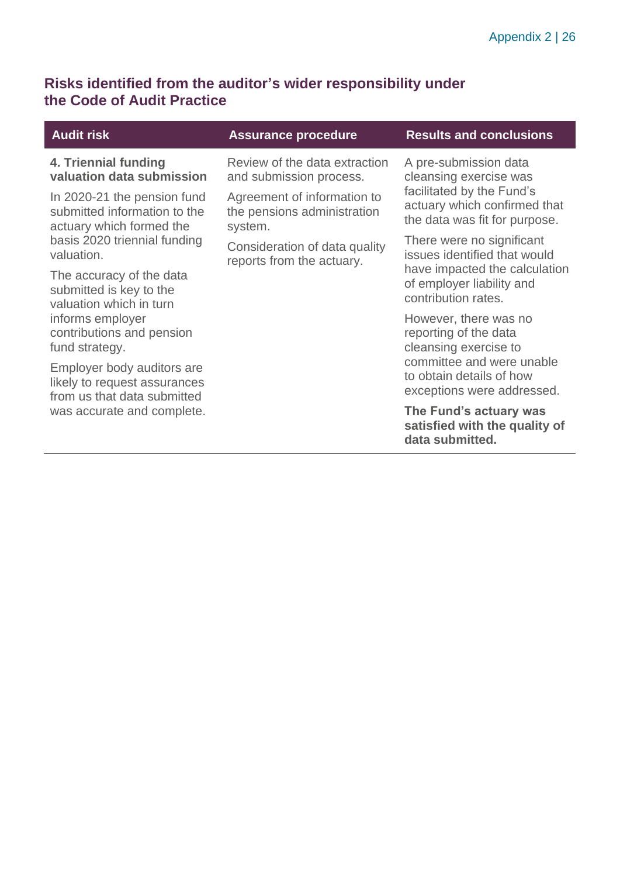## Risks identified from the auditor's wider responsibility under the Code of Audit Practice

| Audit risk | Assurance procedure | Results and conclusions |
| --- | --- | --- |
| **4. Triennial funding valuation data submission**<br><br>In 2020-21 the pension fund submitted information to the actuary which formed the basis 2020 triennial funding valuation.<br><br>The accuracy of the data submitted is key to the valuation which in turn informs employer contributions and pension fund strategy.<br><br>Employer body auditors are likely to request assurances from us that data submitted was accurate and complete. | Review of the data extraction and submission process.<br><br>Agreement of information to the pensions administration system.<br><br>Consideration of data quality reports from the actuary. | A pre-submission data cleansing exercise was facilitated by the Fund's actuary which confirmed that the data was fit for purpose.<br><br>There were no significant issues identified that would have impacted the calculation of employer liability and contribution rates.<br><br>However, there was no reporting of the data cleansing exercise to committee and were unable to obtain details of how exceptions were addressed.<br><br>**The Fund's actuary was satisfied with the quality of data submitted.** |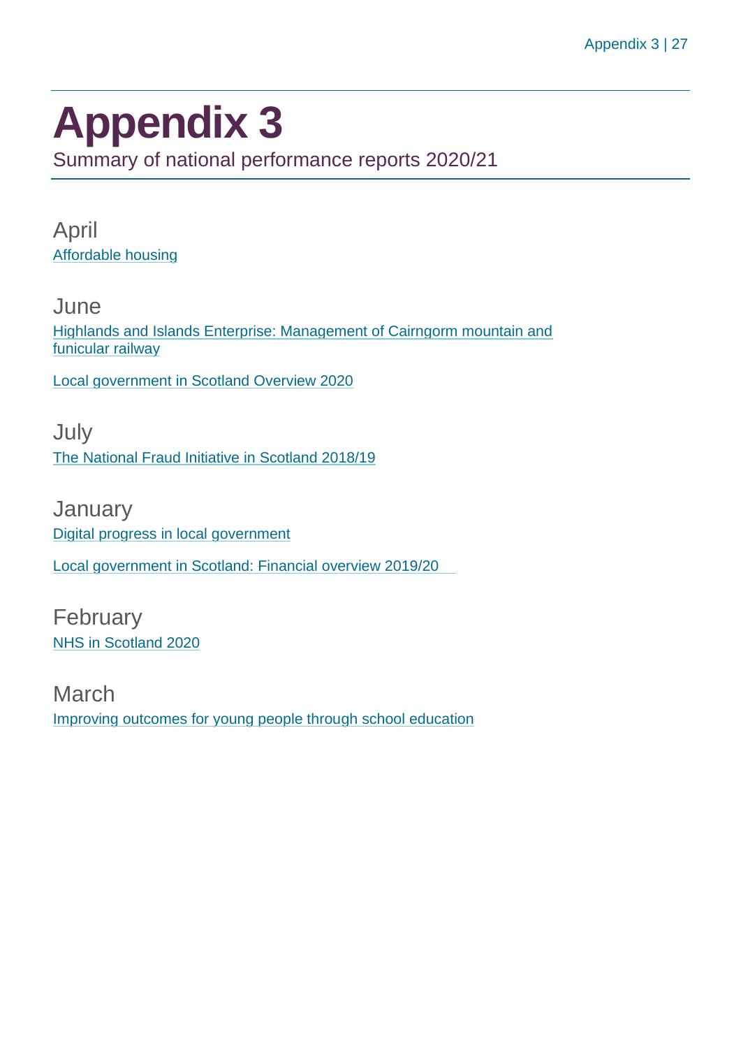# Appendix 3

Summary of national performance reports 2020/21

## April

Affordable housing

## June

Highlands and Islands Enterprise: Management of Cairngorm mountain and funicular railway

Local government in Scotland Overview 2020

## July

The National Fraud Initiative in Scotland 2018/19

## January

Digital progress in local government

Local government in Scotland: Financial overview 2019/20

## February

NHS in Scotland 2020

## March

Improving outcomes for young people through school education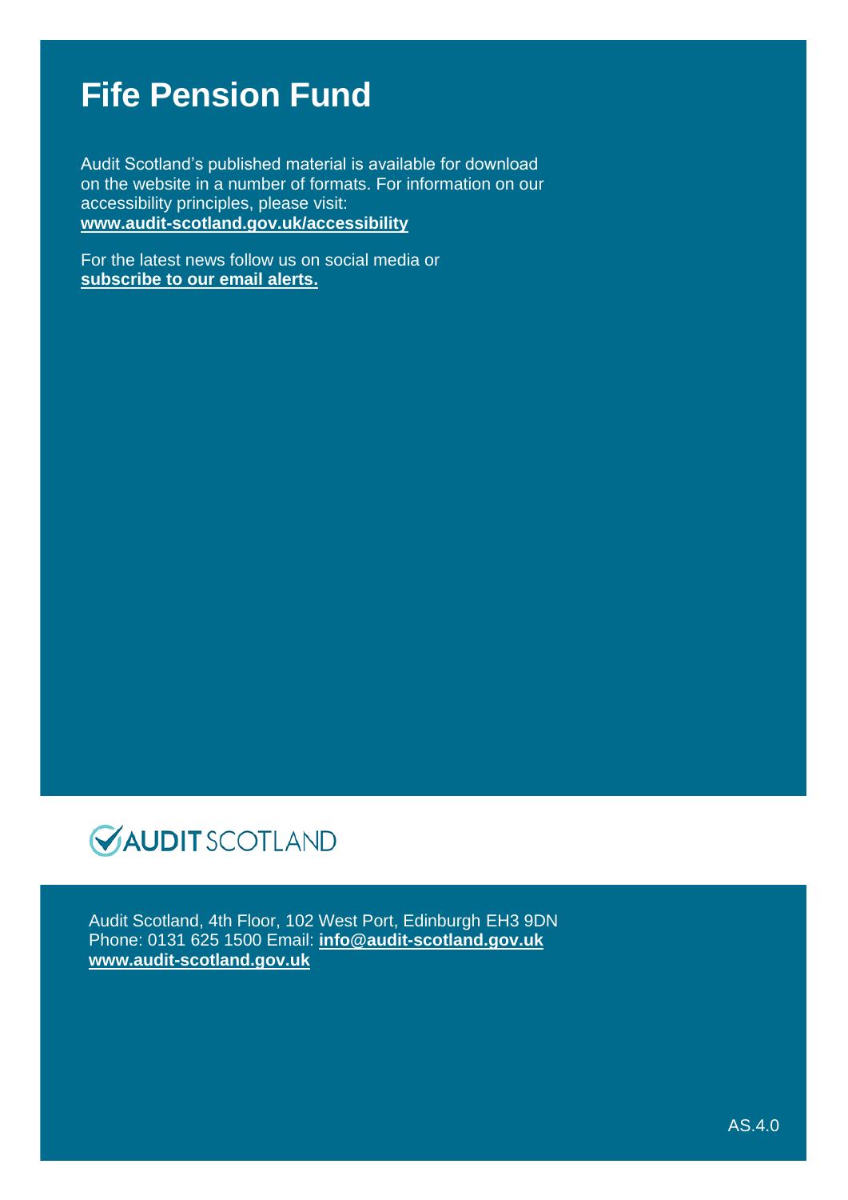# Fife Pension Fund

Audit Scotland's published material is available for download on the website in a number of formats. For information on our accessibility principles, please visit:
**www.audit-scotland.gov.uk/accessibility**

For the latest news follow us on social media or
**subscribe to our email alerts.**

AUDIT SCOTLAND

Audit Scotland, 4th Floor, 102 West Port, Edinburgh EH3 9DN
Phone: 0131 625 1500 Email: **info@audit-scotland.gov.uk**
**www.audit-scotland.gov.uk**

AS.4.0